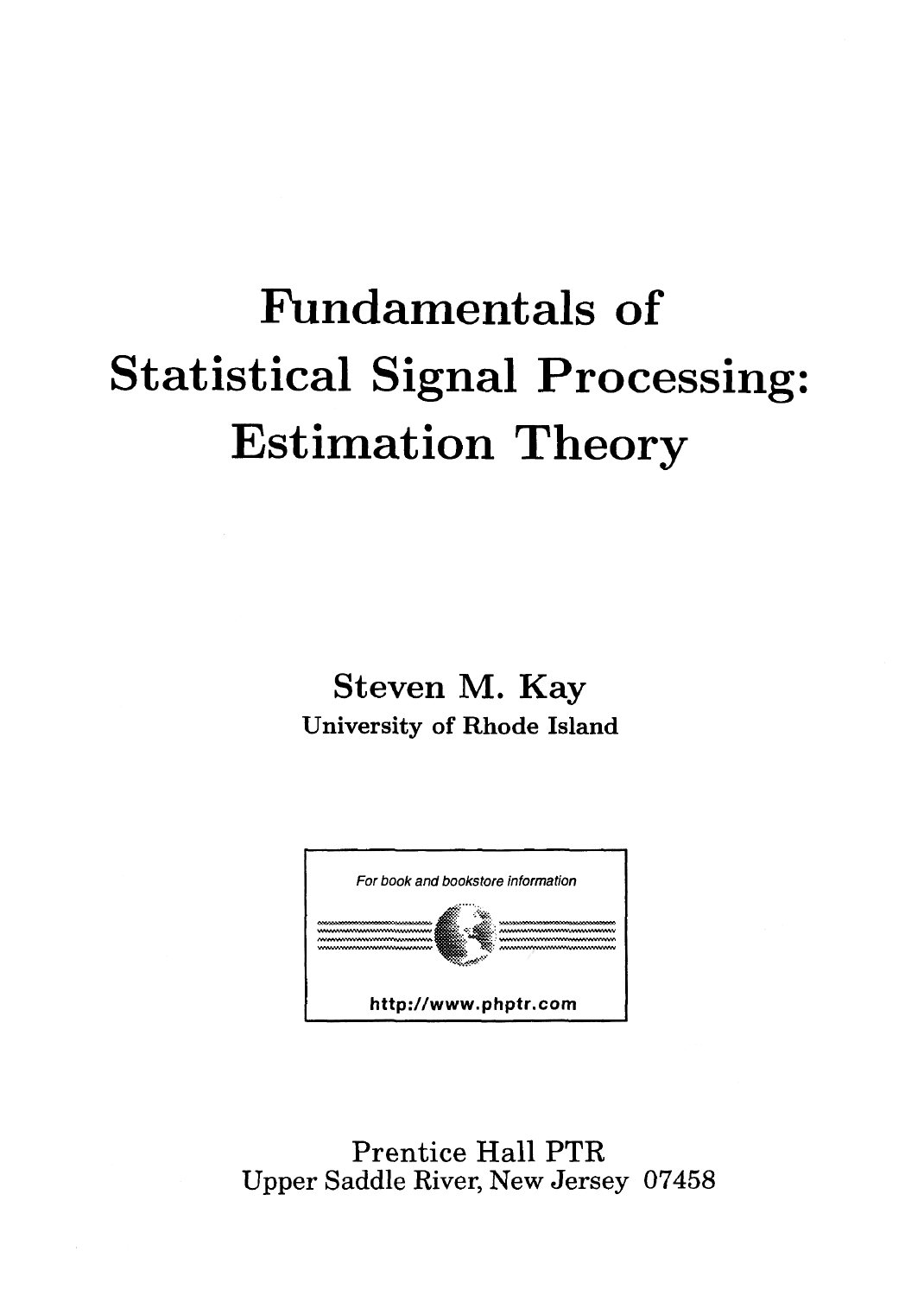# Fundamentals of Statistical Signal Processing: Estimation Theory

**Steven M. Kay**

University of Rhode Island

For book and bookstore information

http://www.phptr.com

Prentice Hall PTR

Upper Saddle River, New Jersey 07458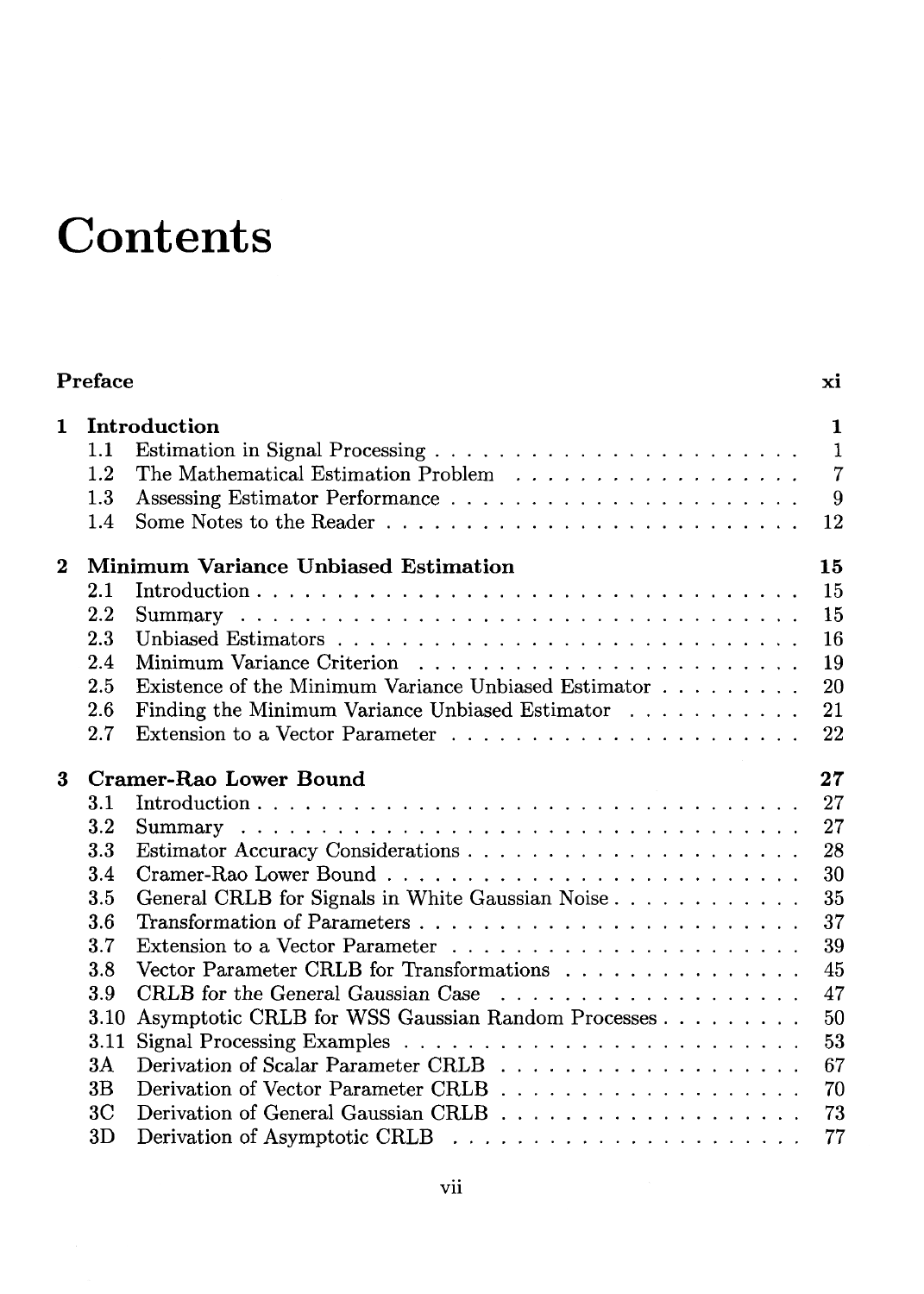# Contents

**Preface** **xi**

**1 Introduction** **1**

- 1.1 Estimation in Signal Processing 1
- 1.2 The Mathematical Estimation Problem 7
- 1.3 Assessing Estimator Performance 9
- 1.4 Some Notes to the Reader 12

**2 Minimum Variance Unbiased Estimation** **15**

- 2.1 Introduction 15
- 2.2 Summary 15
- 2.3 Unbiased Estimators 16
- 2.4 Minimum Variance Criterion 19
- 2.5 Existence of the Minimum Variance Unbiased Estimator 20
- 2.6 Finding the Minimum Variance Unbiased Estimator 21
- 2.7 Extension to a Vector Parameter 22

**3 Cramer-Rao Lower Bound** **27**

- 3.1 Introduction 27
- 3.2 Summary 27
- 3.3 Estimator Accuracy Considerations 28
- 3.4 Cramer-Rao Lower Bound 30
- 3.5 General CRLB for Signals in White Gaussian Noise 35
- 3.6 Transformation of Parameters 37
- 3.7 Extension to a Vector Parameter 39
- 3.8 Vector Parameter CRLB for Transformations 45
- 3.9 CRLB for the General Gaussian Case 47
- 3.10 Asymptotic CRLB for WSS Gaussian Random Processes 50
- 3.11 Signal Processing Examples 53
- 3A Derivation of Scalar Parameter CRLB 67
- 3B Derivation of Vector Parameter CRLB 70
- 3C Derivation of General Gaussian CRLB 73
- 3D Derivation of Asymptotic CRLB 77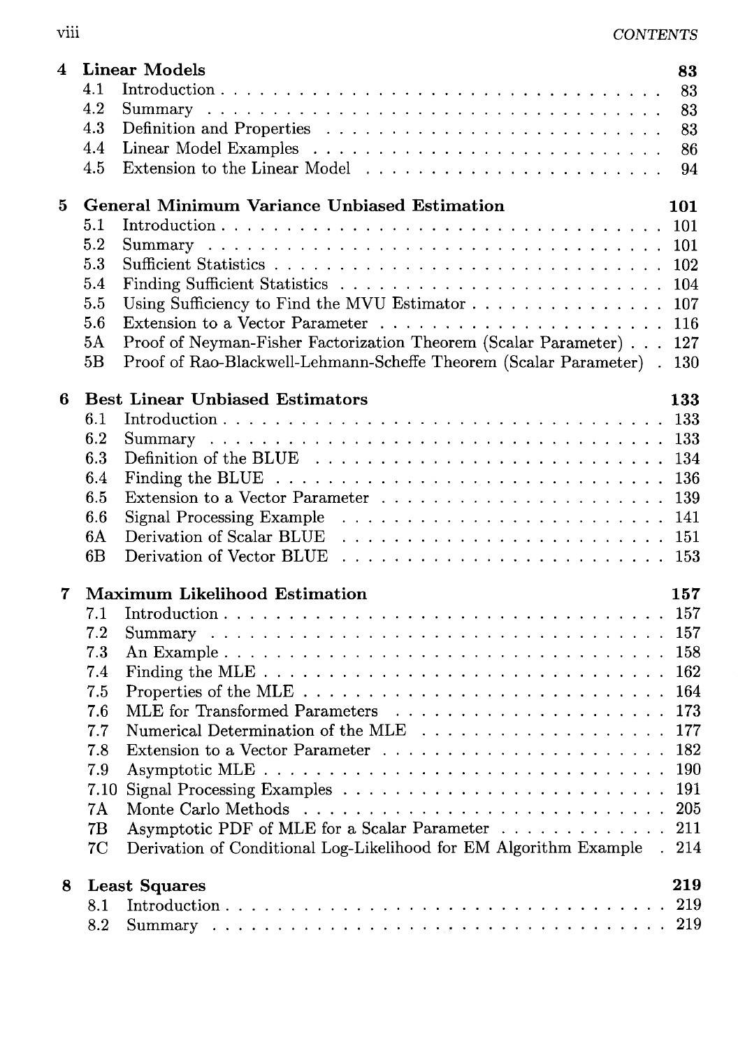**4 Linear Models** — 83

- 4.1 Introduction — 83
- 4.2 Summary — 83
- 4.3 Definition and Properties — 83
- 4.4 Linear Model Examples — 86
- 4.5 Extension to the Linear Model — 94

**5 General Minimum Variance Unbiased Estimation** — 101

- 5.1 Introduction — 101
- 5.2 Summary — 101
- 5.3 Sufficient Statistics — 102
- 5.4 Finding Sufficient Statistics — 104
- 5.5 Using Sufficiency to Find the MVU Estimator — 107
- 5.6 Extension to a Vector Parameter — 116
- 5A Proof of Neyman-Fisher Factorization Theorem (Scalar Parameter) — 127
- 5B Proof of Rao-Blackwell-Lehmann-Scheffe Theorem (Scalar Parameter) — 130

**6 Best Linear Unbiased Estimators** — 133

- 6.1 Introduction — 133
- 6.2 Summary — 133
- 6.3 Definition of the BLUE — 134
- 6.4 Finding the BLUE — 136
- 6.5 Extension to a Vector Parameter — 139
- 6.6 Signal Processing Example — 141
- 6A Derivation of Scalar BLUE — 151
- 6B Derivation of Vector BLUE — 153

**7 Maximum Likelihood Estimation** — 157

- 7.1 Introduction — 157
- 7.2 Summary — 157
- 7.3 An Example — 158
- 7.4 Finding the MLE — 162
- 7.5 Properties of the MLE — 164
- 7.6 MLE for Transformed Parameters — 173
- 7.7 Numerical Determination of the MLE — 177
- 7.8 Extension to a Vector Parameter — 182
- 7.9 Asymptotic MLE — 190
- 7.10 Signal Processing Examples — 191
- 7A Monte Carlo Methods — 205
- 7B Asymptotic PDF of MLE for a Scalar Parameter — 211
- 7C Derivation of Conditional Log-Likelihood for EM Algorithm Example — 214

**8 Least Squares** — 219

- 8.1 Introduction — 219
- 8.2 Summary — 219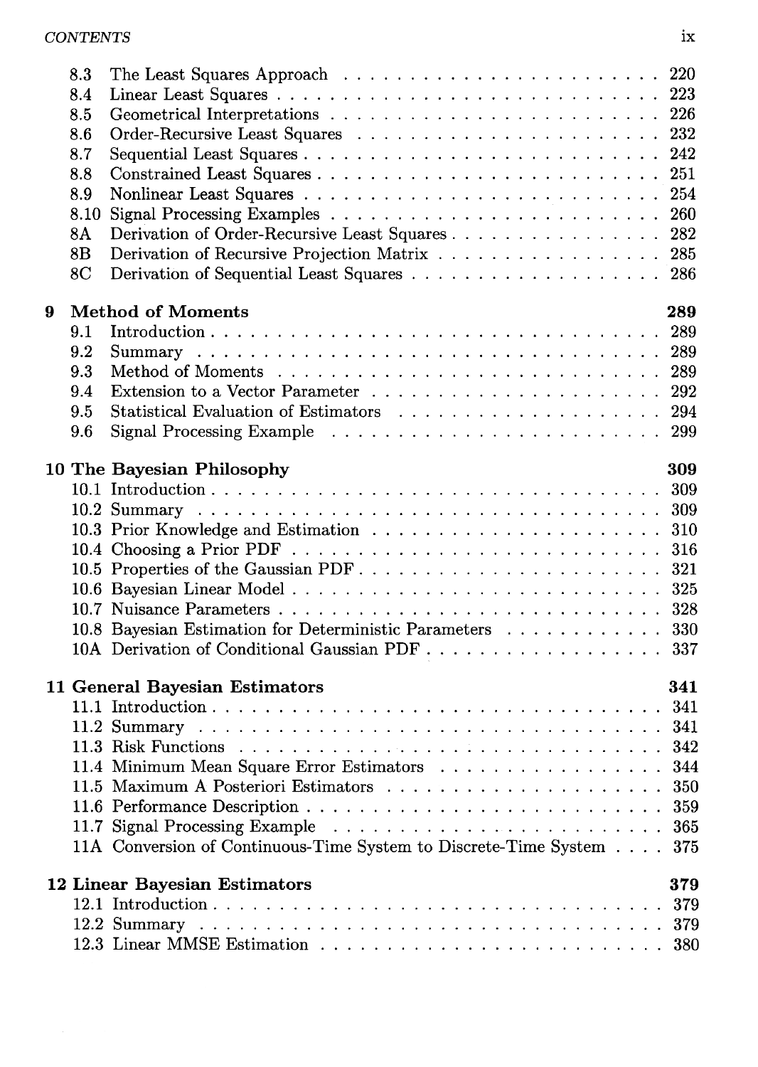- 8.3 The Least Squares Approach . . . . . . . . . . . . . . . . . . . . . . . . 220
- 8.4 Linear Least Squares . . . . . . . . . . . . . . . . . . . . . . . . . . . 223
- 8.5 Geometrical Interpretations . . . . . . . . . . . . . . . . . . . . . . . 226
- 8.6 Order-Recursive Least Squares . . . . . . . . . . . . . . . . . . . . . 232
- 8.7 Sequential Least Squares . . . . . . . . . . . . . . . . . . . . . . . . . 242
- 8.8 Constrained Least Squares . . . . . . . . . . . . . . . . . . . . . . . . 251
- 8.9 Nonlinear Least Squares . . . . . . . . . . . . . . . . . . . . . . . . . 254
- 8.10 Signal Processing Examples . . . . . . . . . . . . . . . . . . . . . . . 260
- 8A Derivation of Order-Recursive Least Squares . . . . . . . . . . . . . . . 282
- 8B Derivation of Recursive Projection Matrix . . . . . . . . . . . . . . . . 285
- 8C Derivation of Sequential Least Squares . . . . . . . . . . . . . . . . . . 286

**9 Method of Moments** **289**

- 9.1 Introduction . . . . . . . . . . . . . . . . . . . . . . . . . . . . . . . . 289
- 9.2 Summary . . . . . . . . . . . . . . . . . . . . . . . . . . . . . . . . . 289
- 9.3 Method of Moments . . . . . . . . . . . . . . . . . . . . . . . . . . . 289
- 9.4 Extension to a Vector Parameter . . . . . . . . . . . . . . . . . . . . . 292
- 9.5 Statistical Evaluation of Estimators . . . . . . . . . . . . . . . . . . . 294
- 9.6 Signal Processing Example . . . . . . . . . . . . . . . . . . . . . . . . 299

**10 The Bayesian Philosophy** **309**

- 10.1 Introduction . . . . . . . . . . . . . . . . . . . . . . . . . . . . . . . 309
- 10.2 Summary . . . . . . . . . . . . . . . . . . . . . . . . . . . . . . . . 309
- 10.3 Prior Knowledge and Estimation . . . . . . . . . . . . . . . . . . . . 310
- 10.4 Choosing a Prior PDF . . . . . . . . . . . . . . . . . . . . . . . . . . 316
- 10.5 Properties of the Gaussian PDF . . . . . . . . . . . . . . . . . . . . . 321
- 10.6 Bayesian Linear Model . . . . . . . . . . . . . . . . . . . . . . . . . . 325
- 10.7 Nuisance Parameters . . . . . . . . . . . . . . . . . . . . . . . . . . . 328
- 10.8 Bayesian Estimation for Deterministic Parameters . . . . . . . . . . . 330
- 10A Derivation of Conditional Gaussian PDF . . . . . . . . . . . . . . . . . 337

**11 General Bayesian Estimators** **341**

- 11.1 Introduction . . . . . . . . . . . . . . . . . . . . . . . . . . . . . . . 341
- 11.2 Summary . . . . . . . . . . . . . . . . . . . . . . . . . . . . . . . . 341
- 11.3 Risk Functions . . . . . . . . . . . . . . . . . . . . . . . . . . . . . . 342
- 11.4 Minimum Mean Square Error Estimators . . . . . . . . . . . . . . . . 344
- 11.5 Maximum A Posteriori Estimators . . . . . . . . . . . . . . . . . . . . 350
- 11.6 Performance Description . . . . . . . . . . . . . . . . . . . . . . . . . 359
- 11.7 Signal Processing Example . . . . . . . . . . . . . . . . . . . . . . . . 365
- 11A Conversion of Continuous-Time System to Discrete-Time System . . . . 375

**12 Linear Bayesian Estimators** **379**

- 12.1 Introduction . . . . . . . . . . . . . . . . . . . . . . . . . . . . . . . 379
- 12.2 Summary . . . . . . . . . . . . . . . . . . . . . . . . . . . . . . . . 379
- 12.3 Linear MMSE Estimation . . . . . . . . . . . . . . . . . . . . . . . . 380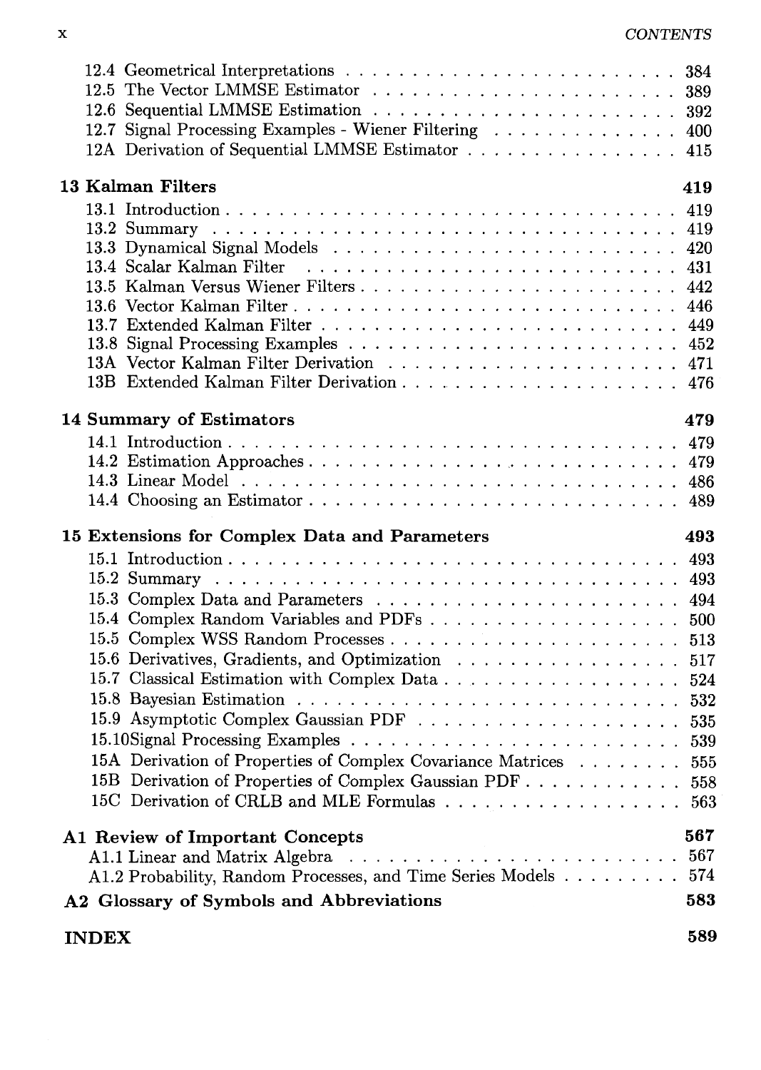12.4 Geometrical Interpretations . . . . . . . . . . . . . . . . . . . . . . . . . . 384
12.5 The Vector LMMSE Estimator . . . . . . . . . . . . . . . . . . . . . . . . 389
12.6 Sequential LMMSE Estimation . . . . . . . . . . . . . . . . . . . . . . . . 392
12.7 Signal Processing Examples - Wiener Filtering . . . . . . . . . . . . . . 400
12A Derivation of Sequential LMMSE Estimator . . . . . . . . . . . . . . . . 415

**13 Kalman Filters** **419**

13.1 Introduction . . . . . . . . . . . . . . . . . . . . . . . . . . . . . . . . . 419
13.2 Summary . . . . . . . . . . . . . . . . . . . . . . . . . . . . . . . . . . . 419
13.3 Dynamical Signal Models . . . . . . . . . . . . . . . . . . . . . . . . . . 420
13.4 Scalar Kalman Filter . . . . . . . . . . . . . . . . . . . . . . . . . . . . 431
13.5 Kalman Versus Wiener Filters . . . . . . . . . . . . . . . . . . . . . . . 442
13.6 Vector Kalman Filter . . . . . . . . . . . . . . . . . . . . . . . . . . . . 446
13.7 Extended Kalman Filter . . . . . . . . . . . . . . . . . . . . . . . . . . . 449
13.8 Signal Processing Examples . . . . . . . . . . . . . . . . . . . . . . . . . 452
13A Vector Kalman Filter Derivation . . . . . . . . . . . . . . . . . . . . . . 471
13B Extended Kalman Filter Derivation . . . . . . . . . . . . . . . . . . . . . 476

**14 Summary of Estimators** **479**

14.1 Introduction . . . . . . . . . . . . . . . . . . . . . . . . . . . . . . . . . 479
14.2 Estimation Approaches . . . . . . . . . . . . . . . . . . . . . . . . . . . 479
14.3 Linear Model . . . . . . . . . . . . . . . . . . . . . . . . . . . . . . . . . 486
14.4 Choosing an Estimator . . . . . . . . . . . . . . . . . . . . . . . . . . . 489

**15 Extensions for Complex Data and Parameters** **493**

15.1 Introduction . . . . . . . . . . . . . . . . . . . . . . . . . . . . . . . . . 493
15.2 Summary . . . . . . . . . . . . . . . . . . . . . . . . . . . . . . . . . . . 493
15.3 Complex Data and Parameters . . . . . . . . . . . . . . . . . . . . . . . 494
15.4 Complex Random Variables and PDFs . . . . . . . . . . . . . . . . . . . 500
15.5 Complex WSS Random Processes . . . . . . . . . . . . . . . . . . . . . . 513
15.6 Derivatives, Gradients, and Optimization . . . . . . . . . . . . . . . . . 517
15.7 Classical Estimation with Complex Data . . . . . . . . . . . . . . . . . . 524
15.8 Bayesian Estimation . . . . . . . . . . . . . . . . . . . . . . . . . . . . . 532
15.9 Asymptotic Complex Gaussian PDF . . . . . . . . . . . . . . . . . . . . 535
15.10 Signal Processing Examples . . . . . . . . . . . . . . . . . . . . . . . . . 539
15A Derivation of Properties of Complex Covariance Matrices . . . . . . . . 555
15B Derivation of Properties of Complex Gaussian PDF . . . . . . . . . . . . 558
15C Derivation of CRLB and MLE Formulas . . . . . . . . . . . . . . . . . . 563

**A1 Review of Important Concepts** **567**

A1.1 Linear and Matrix Algebra . . . . . . . . . . . . . . . . . . . . . . . . . 567
A1.2 Probability, Random Processes, and Time Series Models . . . . . . . . . 574

**A2 Glossary of Symbols and Abbreviations** **583**

**INDEX** **589**